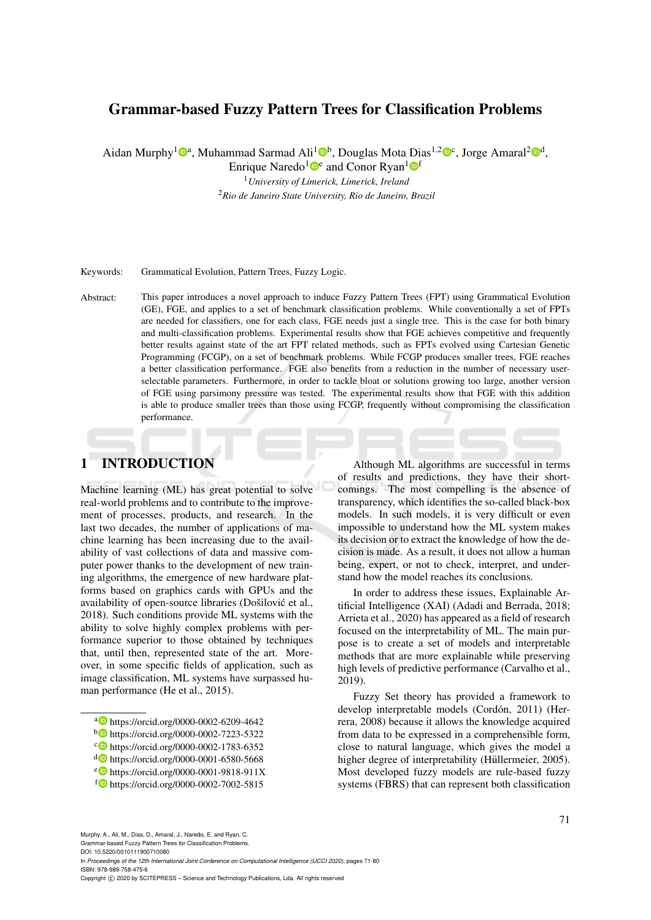# Grammar-based Fuzzy Pattern Trees for Classification Problems

Aidan Murphy[1][a], Muhammad Sarmad Ali[1][b], Douglas Mota Dias[1,2][c], Jorge Amaral[2][d], Enrique Naredo[1][e] and Conor Ryan[1][f]

[1]*University of Limerick, Limerick, Ireland*

[2]*Rio de Janeiro State University, Rio de Janeiro, Brazil*

Keywords: Grammatical Evolution, Pattern Trees, Fuzzy Logic.

Abstract: This paper introduces a novel approach to induce Fuzzy Pattern Trees (FPT) using Grammatical Evolution (GE), FGE, and applies to a set of benchmark classification problems. While conventionally a set of FPTs are needed for classifiers, one for each class, FGE needs just a single tree. This is the case for both binary and multi-classification problems. Experimental results show that FGE achieves competitive and frequently better results against state of the art FPT related methods, such as FPTs evolved using Cartesian Genetic Programming (FCGP), on a set of benchmark problems. While FCGP produces smaller trees, FGE reaches a better classification performance. FGE also benefits from a reduction in the number of necessary user-selectable parameters. Furthermore, in order to tackle bloat or solutions growing too large, another version of FGE using parsimony pressure was tested. The experimental results show that FGE with this addition is able to produce smaller trees than those using FCGP, frequently without compromising the classification performance.

## 1 INTRODUCTION

Machine learning (ML) has great potential to solve real-world problems and to contribute to the improvement of processes, products, and research. In the last two decades, the number of applications of machine learning has been increasing due to the availability of vast collections of data and massive computer power thanks to the development of new training algorithms, the emergence of new hardware platforms based on graphics cards with GPUs and the availability of open-source libraries (Došilović et al., 2018). Such conditions provide ML systems with the ability to solve highly complex problems with performance superior to those obtained by techniques that, until then, represented state of the art. Moreover, in some specific fields of application, such as image classification, ML systems have surpassed human performance (He et al., 2015).

Although ML algorithms are successful in terms of results and predictions, they have their shortcomings. The most compelling is the absence of transparency, which identifies the so-called black-box models. In such models, it is very difficult or even impossible to understand how the ML system makes its decision or to extract the knowledge of how the decision is made. As a result, it does not allow a human being, expert, or not to check, interpret, and understand how the model reaches its conclusions.

In order to address these issues, Explainable Artificial Intelligence (XAI) (Adadi and Berrada, 2018; Arrieta et al., 2020) has appeared as a field of research focused on the interpretability of ML. The main purpose is to create a set of models and interpretable methods that are more explainable while preserving high levels of predictive performance (Carvalho et al., 2019).

Fuzzy Set theory has provided a framework to develop interpretable models (Cordón, 2011) (Herrera, 2008) because it allows the knowledge acquired from data to be expressed in a comprehensible form, close to natural language, which gives the model a higher degree of interpretability (Hüllermeier, 2005). Most developed fuzzy models are rule-based fuzzy systems (FBRS) that can represent both classification

[a] https://orcid.org/0000-0002-6209-4642
[b] https://orcid.org/0000-0002-7223-5322
[c] https://orcid.org/0000-0002-1783-6352
[d] https://orcid.org/0000-0001-6580-5668
[e] https://orcid.org/0000-0001-9818-911X
[f] https://orcid.org/0000-0002-7002-5815

Murphy, A., Ali, M., Dias, D., Amaral, J., Naredo, E. and Ryan, C.
Grammar-based Fuzzy Pattern Trees for Classification Problems.
DOI: 10.5220/0010111900710080
In *Proceedings of the 12th International Joint Conference on Computational Intelligence (IJCCI 2020)*, pages 71-80
ISBN: 978-989-758-475-6
Copyright © 2020 by SCITEPRESS – Science and Technology Publications, Lda. All rights reserved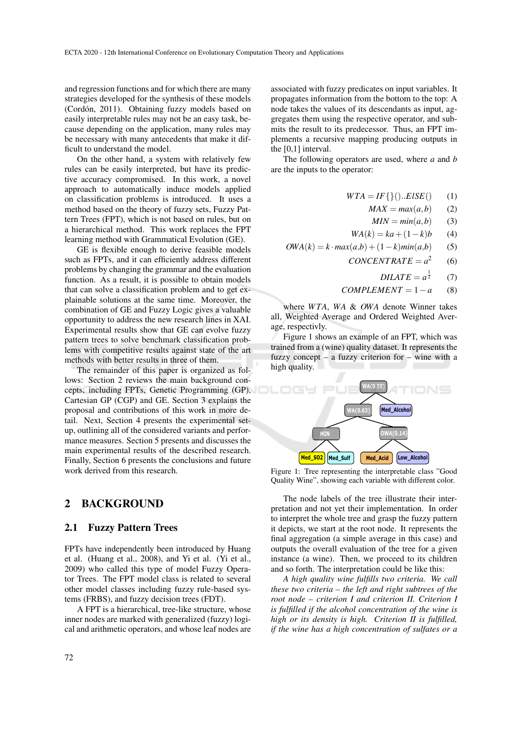and regression functions and for which there are many strategies developed for the synthesis of these models (Cordón, 2011). Obtaining fuzzy models based on easily interpretable rules may not be an easy task, because depending on the application, many rules may be necessary with many antecedents that make it difficult to understand the model.

On the other hand, a system with relatively few rules can be easily interpreted, but have its predictive accuracy compromised. In this work, a novel approach to automatically induce models applied on classification problems is introduced. It uses a method based on the theory of fuzzy sets, Fuzzy Pattern Trees (FPT), which is not based on rules, but on a hierarchical method. This work replaces the FPT learning method with Grammatical Evolution (GE).

GE is flexible enough to derive feasible models such as FPTs, and it can efficiently address different problems by changing the grammar and the evaluation function. As a result, it is possible to obtain models that can solve a classification problem and to get explainable solutions at the same time. Moreover, the combination of GE and Fuzzy Logic gives a valuable opportunity to address the new research lines in XAI. Experimental results show that GE can evolve fuzzy pattern trees to solve benchmark classification problems with competitive results against state of the art methods with better results in three of them.

The remainder of this paper is organized as follows: Section 2 reviews the main background concepts, including FPTs, Genetic Programming (GP), Cartesian GP (CGP) and GE. Section 3 explains the proposal and contributions of this work in more detail. Next, Section 4 presents the experimental setup, outlining all of the considered variants and performance measures. Section 5 presents and discusses the main experimental results of the described research. Finally, Section 6 presents the conclusions and future work derived from this research.

## 2 BACKGROUND

### 2.1 Fuzzy Pattern Trees

FPTs have independently been introduced by Huang et al. (Huang et al., 2008), and Yi et al. (Yi et al., 2009) who called this type of model Fuzzy Operator Trees. The FPT model class is related to several other model classes including fuzzy rule-based systems (FRBS), and fuzzy decision trees (FDT).

A FPT is a hierarchical, tree-like structure, whose inner nodes are marked with generalized (fuzzy) logical and arithmetic operators, and whose leaf nodes are associated with fuzzy predicates on input variables. It propagates information from the bottom to the top: A node takes the values of its descendants as input, aggregates them using the respective operator, and submits the result to its predecessor. Thus, an FPT implements a recursive mapping producing outputs in the [0,1] interval.

The following operators are used, where $a$ and $b$ are the inputs to the operator:

$$WTA = IF\{\}()..ElSE() \quad (1)$$

$$MAX = max(a,b) \quad (2)$$

$$MIN = min(a,b) \quad (3)$$

$$WA(k) = ka + (1-k)b \quad (4)$$

$$OWA(k) = k \cdot max(a,b) + (1-k)min(a,b) \quad (5)$$

$$CONCENTRATE = a^2 \quad (6)$$

$$DILATE = a^{\frac{1}{2}} \quad (7)$$

$$COMPLEMENT = 1 - a \quad (8)$$

where $WTA$, $WA$ & $OWA$ denote Winner takes all, Weighted Average and Ordered Weighted Average, respectivly.

Figure 1 shows an example of an FPT, which was trained from a (wine) quality dataset. It represents the fuzzy concept – a fuzzy criterion for – wine with a high quality.

Figure 1: Tree representing the interpretable class "Good Quality Wine", showing each variable with different color.

The node labels of the tree illustrate their interpretation and not yet their implementation. In order to interpret the whole tree and grasp the fuzzy pattern it depicts, we start at the root node. It represents the final aggregation (a simple average in this case) and outputs the overall evaluation of the tree for a given instance (a wine). Then, we proceed to its children and so forth. The interpretation could be like this:

*A high quality wine fulfills two criteria. We call these two criteria – the left and right subtrees of the root node – criterion I and criterion II. Criterion I is fulfilled if the alcohol concentration of the wine is high or its density is high. Criterion II is fulfilled, if the wine has a high concentration of sulfates or a*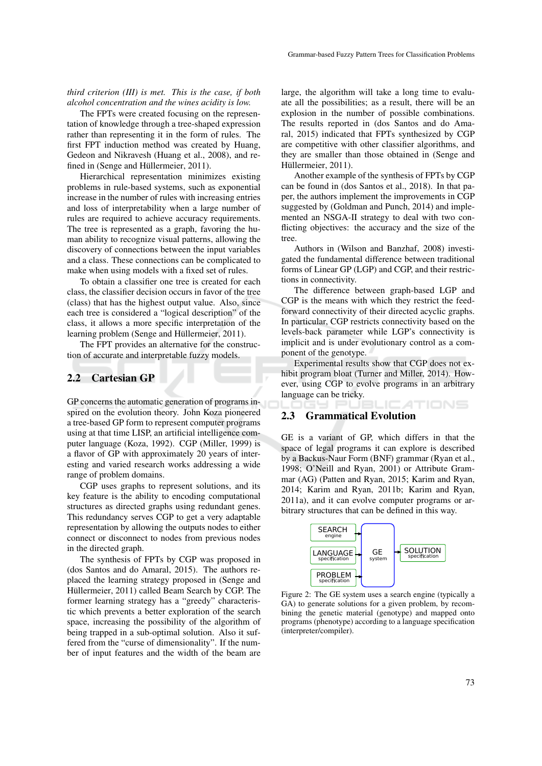*third criterion (III) is met. This is the case, if both alcohol concentration and the wines acidity is low.*

The FPTs were created focusing on the representation of knowledge through a tree-shaped expression rather than representing it in the form of rules. The first FPT induction method was created by Huang, Gedeon and Nikravesh (Huang et al., 2008), and refined in (Senge and Hüllermeier, 2011).

Hierarchical representation minimizes existing problems in rule-based systems, such as exponential increase in the number of rules with increasing entries and loss of interpretability when a large number of rules are required to achieve accuracy requirements. The tree is represented as a graph, favoring the human ability to recognize visual patterns, allowing the discovery of connections between the input variables and a class. These connections can be complicated to make when using models with a fixed set of rules.

To obtain a classifier one tree is created for each class, the classifier decision occurs in favor of the tree (class) that has the highest output value. Also, since each tree is considered a "logical description" of the class, it allows a more specific interpretation of the learning problem (Senge and Hüllermeier, 2011).

The FPT provides an alternative for the construction of accurate and interpretable fuzzy models.

## 2.2 Cartesian GP

GP concerns the automatic generation of programs inspired on the evolution theory. John Koza pioneered a tree-based GP form to represent computer programs using at that time LISP, an artificial intelligence computer language (Koza, 1992). CGP (Miller, 1999) is a flavor of GP with approximately 20 years of interesting and varied research works addressing a wide range of problem domains.

CGP uses graphs to represent solutions, and its key feature is the ability to encoding computational structures as directed graphs using redundant genes. This redundancy serves CGP to get a very adaptable representation by allowing the outputs nodes to either connect or disconnect to nodes from previous nodes in the directed graph.

The synthesis of FPTs by CGP was proposed in (dos Santos and do Amaral, 2015). The authors replaced the learning strategy proposed in (Senge and Hüllermeier, 2011) called Beam Search by CGP. The former learning strategy has a "greedy" characteristic which prevents a better exploration of the search space, increasing the possibility of the algorithm of being trapped in a sub-optimal solution. Also it suffered from the "curse of dimensionality". If the number of input features and the width of the beam are large, the algorithm will take a long time to evaluate all the possibilities; as a result, there will be an explosion in the number of possible combinations. The results reported in (dos Santos and do Amaral, 2015) indicated that FPTs synthesized by CGP are competitive with other classifier algorithms, and they are smaller than those obtained in (Senge and Hüllermeier, 2011).

Another example of the synthesis of FPTs by CGP can be found in (dos Santos et al., 2018). In that paper, the authors implement the improvements in CGP suggested by (Goldman and Punch, 2014) and implemented an NSGA-II strategy to deal with two conflicting objectives: the accuracy and the size of the tree.

Authors in (Wilson and Banzhaf, 2008) investigated the fundamental difference between traditional forms of Linear GP (LGP) and CGP, and their restrictions in connectivity.

The difference between graph-based LGP and CGP is the means with which they restrict the feed-forward connectivity of their directed acyclic graphs. In particular, CGP restricts connectivity based on the levels-back parameter while LGP's connectivity is implicit and is under evolutionary control as a component of the genotype.

Experimental results show that CGP does not exhibit program bloat (Turner and Miller, 2014). However, using CGP to evolve programs in an arbitrary language can be tricky.

## 2.3 Grammatical Evolution

GE is a variant of GP, which differs in that the space of legal programs it can explore is described by a Backus-Naur Form (BNF) grammar (Ryan et al., 1998; O'Neill and Ryan, 2001) or Attribute Grammar (AG) (Patten and Ryan, 2015; Karim and Ryan, 2014; Karim and Ryan, 2011b; Karim and Ryan, 2011a), and it can evolve computer programs or arbitrary structures that can be defined in this way.

SEARCH engine → GE system; LANGUAGE specification → GE system; PROBLEM specification → GE system; GE system → SOLUTION specification

Figure 2: The GE system uses a search engine (typically a GA) to generate solutions for a given problem, by recombining the genetic material (genotype) and mapped onto programs (phenotype) according to a language specification (interpreter/compiler).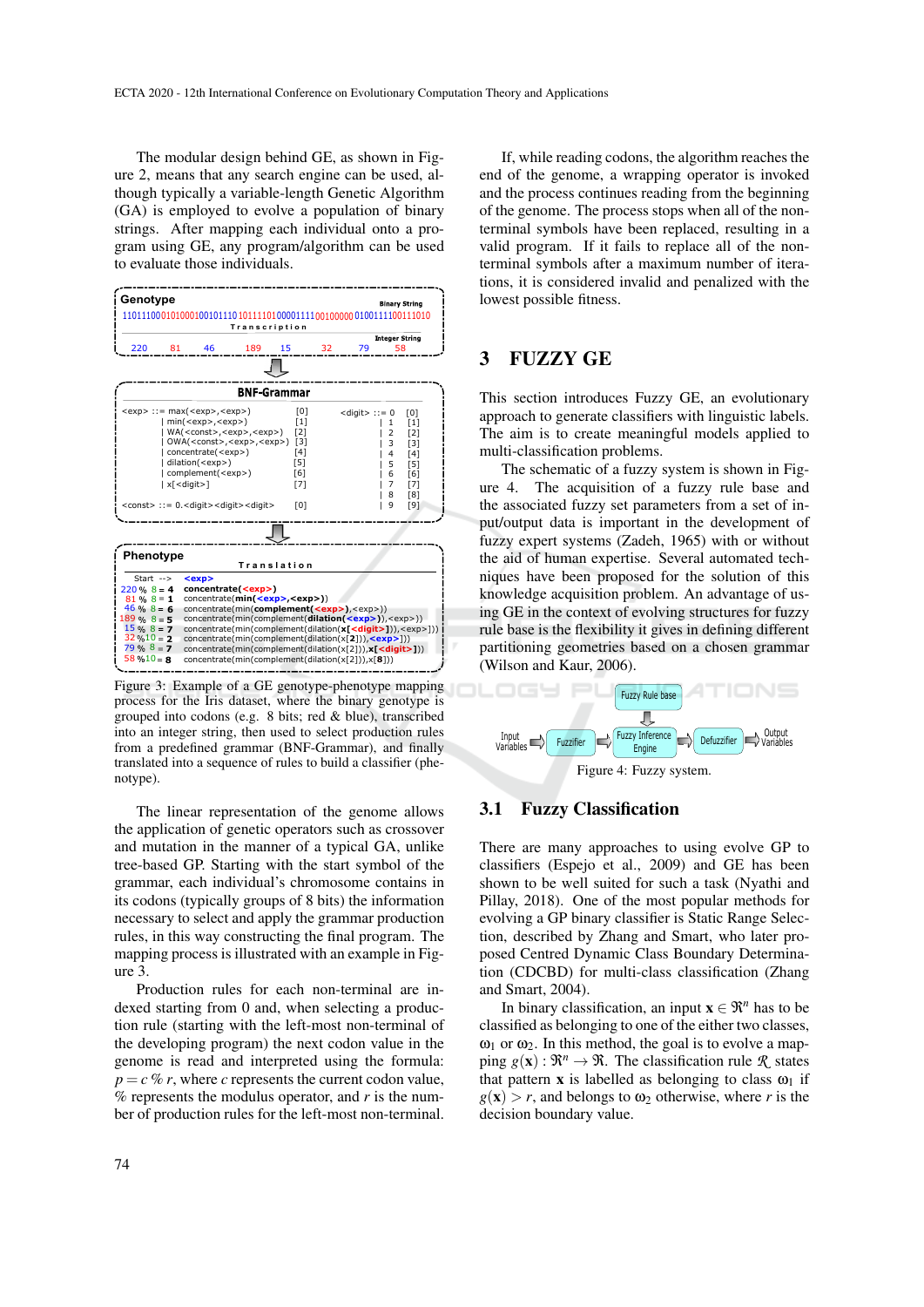The modular design behind GE, as shown in Figure 2, means that any search engine can be used, although typically a variable-length Genetic Algorithm (GA) is employed to evolve a population of binary strings. After mapping each individual onto a program using GE, any program/algorithm can be used to evaluate those individuals.

Figure 3: Example of a GE genotype-phenotype mapping process for the Iris dataset, where the binary genotype is grouped into codons (e.g. 8 bits; red & blue), transcribed into an integer string, then used to select production rules from a predefined grammar (BNF-Grammar), and finally translated into a sequence of rules to build a classifier (phenotype).

The linear representation of the genome allows the application of genetic operators such as crossover and mutation in the manner of a typical GA, unlike tree-based GP. Starting with the start symbol of the grammar, each individual's chromosome contains in its codons (typically groups of 8 bits) the information necessary to select and apply the grammar production rules, in this way constructing the final program. The mapping process is illustrated with an example in Figure 3.

Production rules for each non-terminal are indexed starting from 0 and, when selecting a production rule (starting with the left-most non-terminal of the developing program) the next codon value in the genome is read and interpreted using the formula: $p = c \,\%\, r$, where $c$ represents the current codon value, % represents the modulus operator, and $r$ is the number of production rules for the left-most non-terminal.

If, while reading codons, the algorithm reaches the end of the genome, a wrapping operator is invoked and the process continues reading from the beginning of the genome. The process stops when all of the non-terminal symbols have been replaced, resulting in a valid program. If it fails to replace all of the non-terminal symbols after a maximum number of iterations, it is considered invalid and penalized with the lowest possible fitness.

## 3 FUZZY GE

This section introduces Fuzzy GE, an evolutionary approach to generate classifiers with linguistic labels. The aim is to create meaningful models applied to multi-classification problems.

The schematic of a fuzzy system is shown in Figure 4. The acquisition of a fuzzy rule base and the associated fuzzy set parameters from a set of input/output data is important in the development of fuzzy expert systems (Zadeh, 1965) with or without the aid of human expertise. Several automated techniques have been proposed for the solution of this knowledge acquisition problem. An advantage of using GE in the context of evolving structures for fuzzy rule base is the flexibility it gives in defining different partitioning geometries based on a chosen grammar (Wilson and Kaur, 2006).

Figure 4: Fuzzy system.

### 3.1 Fuzzy Classification

There are many approaches to using evolve GP to classifiers (Espejo et al., 2009) and GE has been shown to be well suited for such a task (Nyathi and Pillay, 2018). One of the most popular methods for evolving a GP binary classifier is Static Range Selection, described by Zhang and Smart, who later proposed Centred Dynamic Class Boundary Determination (CDCBD) for multi-class classification (Zhang and Smart, 2004).

In binary classification, an input $\mathbf{x} \in \Re^n$ has to be classified as belonging to one of the either two classes, $\omega_1$ or $\omega_2$. In this method, the goal is to evolve a mapping $g(\mathbf{x}) : \Re^n \rightarrow \Re$. The classification rule $\mathcal{R}$ states that pattern $\mathbf{x}$ is labelled as belonging to class $\omega_1$ if $g(\mathbf{x}) > r$, and belongs to $\omega_2$ otherwise, where $r$ is the decision boundary value.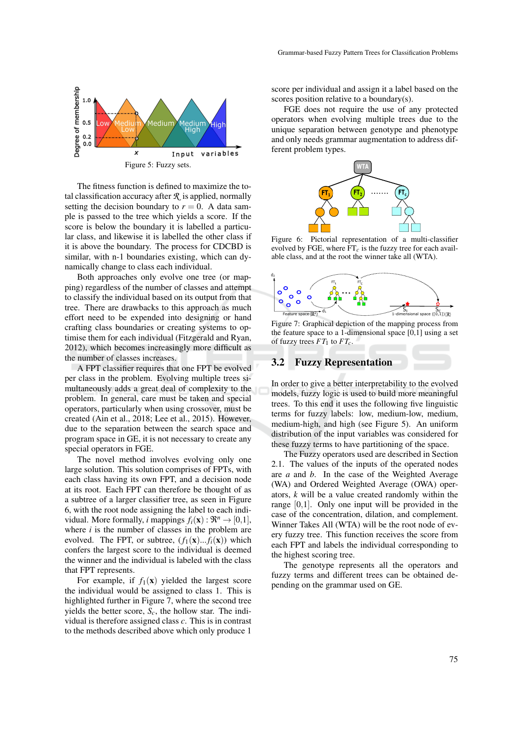Figure 5: Fuzzy sets.

The fitness function is defined to maximize the total classification accuracy after $\mathcal{R}$ is applied, normally setting the decision boundary to $r = 0$. A data sample is passed to the tree which yields a score. If the score is below the boundary it is labelled a particular class, and likewise it is labelled the other class if it is above the boundary. The process for CDCBD is similar, with n-1 boundaries existing, which can dynamically change to class each individual.

Both approaches only evolve one tree (or mapping) regardless of the number of classes and attempt to classify the individual based on its output from that tree. There are drawbacks to this approach as much effort need to be expended into designing or hand crafting class boundaries or creating systems to optimise them for each individual (Fitzgerald and Ryan, 2012), which becomes increasingly more difficult as the number of classes increases.

A FPT classifier requires that one FPT be evolved per class in the problem. Evolving multiple trees simultaneously adds a great deal of complexity to the problem. In general, care must be taken and special operators, particularly when using crossover, must be created (Ain et al., 2018; Lee et al., 2015). However, due to the separation between the search space and program space in GE, it is not necessary to create any special operators in FGE.

The novel method involves evolving only one large solution. This solution comprises of FPTs, with each class having its own FPT, and a decision node at its root. Each FPT can therefore be thought of as a subtree of a larger classifier tree, as seen in Figure 6, with the root node assigning the label to each individual. More formally, $i$ mappings $f_i(\mathbf{x}) : \mathfrak{R}^n \rightarrow [0,1]$, where $i$ is the number of classes in the problem are evolved. The FPT, or subtree, $(f_1(\mathbf{x})...f_i(\mathbf{x}))$ which confers the largest score to the individual is deemed the winner and the individual is labeled with the class that FPT represents.

For example, if $f_1(\mathbf{x})$ yielded the largest score the individual would be assigned to class 1. This is highlighted further in Figure 7, where the second tree yields the better score, $S_c$, the hollow star. The individual is therefore assigned class $c$. This is in contrast to the methods described above which only produce 1 score per individual and assign it a label based on the scores position relative to a boundary(s).

FGE does not require the use of any protected operators when evolving multiple trees due to the unique separation between genotype and phenotype and only needs grammar augmentation to address different problem types.

Figure 6: Pictorial representation of a multi-classifier evolved by FGE, where $\mathrm{FT}_c$ is the fuzzy tree for each available class, and at the root the winner take all (WTA).

Figure 7: Graphical depiction of the mapping process from the feature space to a 1-dimensional space [0,1] using a set of fuzzy trees $FT_1$ to $FT_c$.

## 3.2 Fuzzy Representation

In order to give a better interpretability to the evolved models, fuzzy logic is used to build more meaningful trees. To this end it uses the following five linguistic terms for fuzzy labels: low, medium-low, medium, medium-high, and high (see Figure 5). An uniform distribution of the input variables was considered for these fuzzy terms to have partitioning of the space.

The Fuzzy operators used are described in Section 2.1. The values of the inputs of the operated nodes are $a$ and $b$. In the case of the Weighted Average (WA) and Ordered Weighted Average (OWA) operators, $k$ will be a value created randomly within the range $[0,1]$. Only one input will be provided in the case of the concentration, dilation, and complement. Winner Takes All (WTA) will be the root node of every fuzzy tree. This function receives the score from each FPT and labels the individual corresponding to the highest scoring tree.

The genotype represents all the operators and fuzzy terms and different trees can be obtained depending on the grammar used on GE.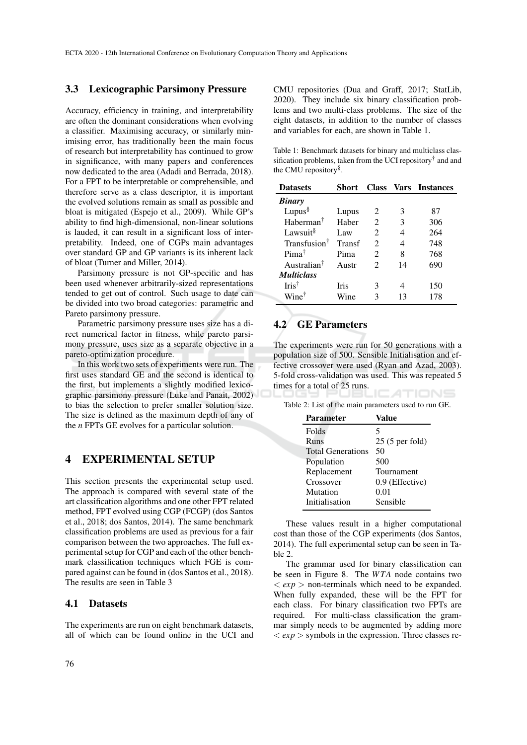### 3.3 Lexicographic Parsimony Pressure

Accuracy, efficiency in training, and interpretability are often the dominant considerations when evolving a classifier. Maximising accuracy, or similarly minimising error, has traditionally been the main focus of research but interpretability has continued to grow in significance, with many papers and conferences now dedicated to the area (Adadi and Berrada, 2018). For a FPT to be interpretable or comprehensible, and therefore serve as a class descriptor, it is important the evolved solutions remain as small as possible and bloat is mitigated (Espejo et al., 2009). While GP's ability to find high-dimensional, non-linear solutions is lauded, it can result in a significant loss of interpretability. Indeed, one of CGPs main advantages over standard GP and GP variants is its inherent lack of bloat (Turner and Miller, 2014).

Parsimony pressure is not GP-specific and has been used whenever arbitrarily-sized representations tended to get out of control. Such usage to date can be divided into two broad categories: parametric and Pareto parsimony pressure.

Parametric parsimony pressure uses size has a direct numerical factor in fitness, while pareto parsimony pressure, uses size as a separate objective in a pareto-optimization procedure.

In this work two sets of experiments were run. The first uses standard GE and the second is identical to the first, but implements a slightly modified lexicographic parsimony pressure (Luke and Panait, 2002) to bias the selection to prefer smaller solution size. The size is defined as the maximum depth of any of the *n* FPTs GE evolves for a particular solution.

## 4 EXPERIMENTAL SETUP

This section presents the experimental setup used. The approach is compared with several state of the art classification algorithms and one other FPT related method, FPT evolved using CGP (FCGP) (dos Santos et al., 2018; dos Santos, 2014). The same benchmark classification problems are used as previous for a fair comparison between the two approaches. The full experimental setup for CGP and each of the other benchmark classification techniques which FGE is compared against can be found in (dos Santos et al., 2018). The results are seen in Table 3

### 4.1 Datasets

The experiments are run on eight benchmark datasets, all of which can be found online in the UCI and CMU repositories (Dua and Graff, 2017; StatLib, 2020). They include six binary classification problems and two multi-class problems. The size of the eight datasets, in addition to the number of classes and variables for each, are shown in Table 1.

Table 1: Benchmark datasets for binary and multiclass classification problems, taken from the UCI repository† and and the CMU repository§.

| Datasets | Short | Class | Vars | Instances |
|---|---|---|---|---|
| ***Binary*** | | | | |
| Lupus§ | Lupus | 2 | 3 | 87 |
| Haberman† | Haber | 2 | 3 | 306 |
| Lawsuit§ | Law | 2 | 4 | 264 |
| Transfusion† | Transf | 2 | 4 | 748 |
| Pima† | Pima | 2 | 8 | 768 |
| Australian† | Austr | 2 | 14 | 690 |
| ***Multiclass*** | | | | |
| Iris† | Iris | 3 | 4 | 150 |
| Wine† | Wine | 3 | 13 | 178 |

### 4.2 GE Parameters

The experiments were run for 50 generations with a population size of 500. Sensible Initialisation and effective crossover were used (Ryan and Azad, 2003). 5-fold cross-validation was used. This was repeated 5 times for a total of 25 runs.

Table 2: List of the main parameters used to run GE.

| Parameter | Value |
|---|---|
| Folds | 5 |
| Runs | 25 (5 per fold) |
| Total Generations | 50 |
| Population | 500 |
| Replacement | Tournament |
| Crossover | 0.9 (Effective) |
| Mutation | 0.01 |
| Initialisation | Sensible |

These values result in a higher computational cost than those of the CGP experiments (dos Santos, 2014). The full experimental setup can be seen in Table 2.

The grammar used for binary classification can be seen in Figure 8. The $WTA$ node contains two $< exp >$ non-terminals which need to be expanded. When fully expanded, these will be the FPT for each class. For binary classification two FPTs are required. For multi-class classification the grammar simply needs to be augmented by adding more $< exp >$ symbols in the expression. Three classes re-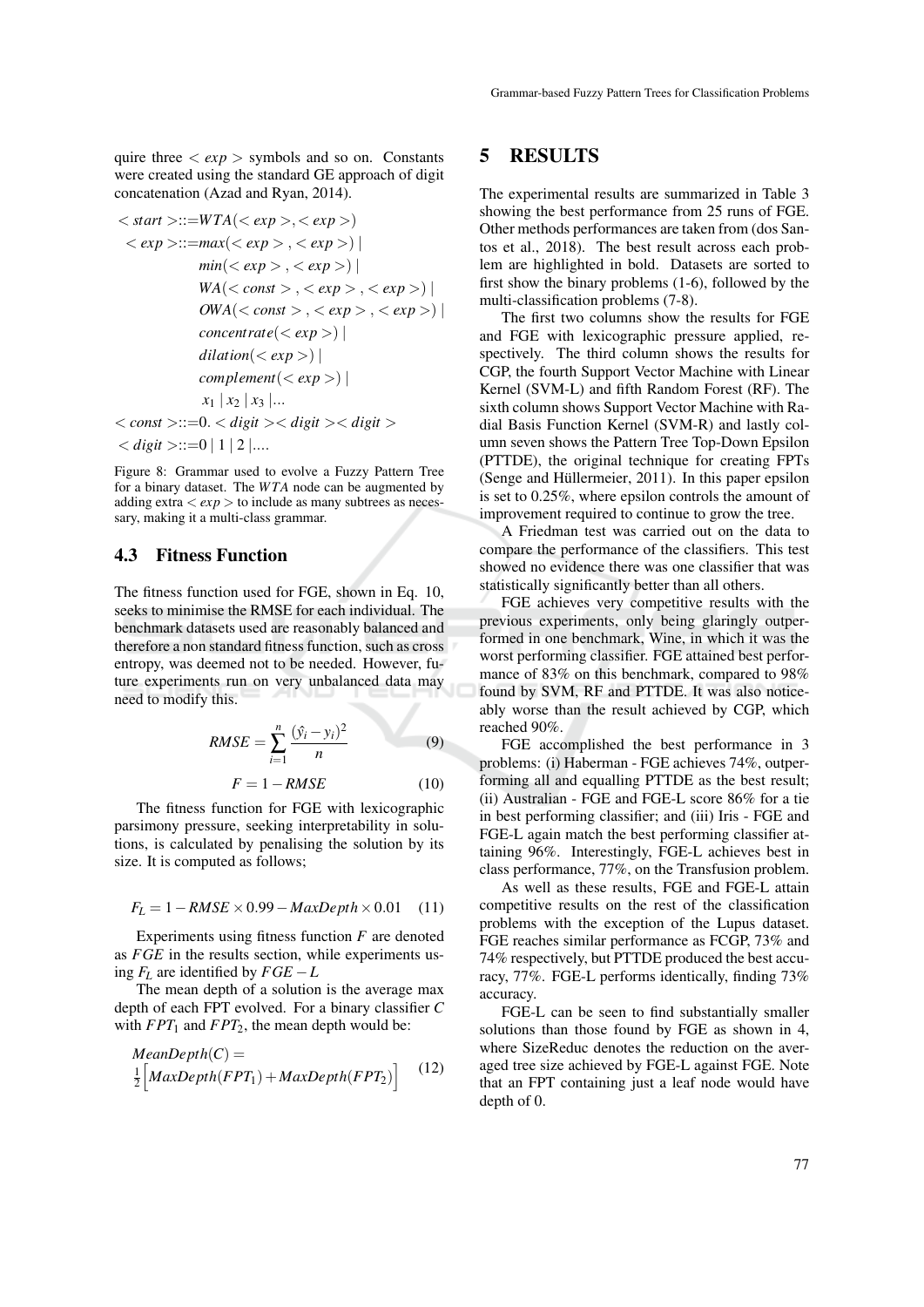quire three $< exp >$ symbols and so on. Constants were created using the standard GE approach of digit concatenation (Azad and Ryan, 2014).

$$
\begin{aligned}
< start > &::= WTA(< exp >, < exp >) \\
< exp > &::= max(< exp >, < exp >) \mid \\
& \quad min(< exp >, < exp >) \mid \\
& \quad WA(< const >, < exp >, < exp >) \mid \\
& \quad OWA(< const >, < exp >, < exp >) \mid \\
& \quad concentrate(< exp >) \mid \\
& \quad dilation(< exp >) \mid \\
& \quad complement(< exp >) \mid \\
& \quad x_1 \mid x_2 \mid x_3 \mid ... \\
< const > &::= 0. < digit >< digit >< digit > \\
< digit > &::= 0 \mid 1 \mid 2 \mid ....
\end{aligned}
$$

Figure 8: Grammar used to evolve a Fuzzy Pattern Tree for a binary dataset. The $WTA$ node can be augmented by adding extra $< exp >$ to include as many subtrees as necessary, making it a multi-class grammar.

### 4.3 Fitness Function

The fitness function used for FGE, shown in Eq. 10, seeks to minimise the RMSE for each individual. The benchmark datasets used are reasonably balanced and therefore a non standard fitness function, such as cross entropy, was deemed not to be needed. However, future experiments run on very unbalanced data may need to modify this.

$$RMSE = \sum_{i=1}^{n} \frac{(\hat{y}_i - y_i)^2}{n} \tag{9}$$

$$F = 1 - RMSE \tag{10}$$

The fitness function for FGE with lexicographic parsimony pressure, seeking interpretability in solutions, is calculated by penalising the solution by its size. It is computed as follows;

$$F_L = 1 - RMSE \times 0.99 - MaxDepth \times 0.01 \tag{11}$$

Experiments using fitness function $F$ are denoted as $FGE$ in the results section, while experiments using $F_L$ are identified by $FGE-L$

The mean depth of a solution is the average max depth of each FPT evolved. For a binary classifier $C$ with $FPT_1$ and $FPT_2$, the mean depth would be:

$$MeanDepth(C) = \frac{1}{2}\Big[MaxDepth(FPT_1) + MaxDepth(FPT_2)\Big] \tag{12}$$

## 5 RESULTS

The experimental results are summarized in Table 3 showing the best performance from 25 runs of FGE. Other methods performances are taken from (dos Santos et al., 2018). The best result across each problem are highlighted in bold. Datasets are sorted to first show the binary problems (1-6), followed by the multi-classification problems (7-8).

The first two columns show the results for FGE and FGE with lexicographic pressure applied, respectively. The third column shows the results for CGP, the fourth Support Vector Machine with Linear Kernel (SVM-L) and fifth Random Forest (RF). The sixth column shows Support Vector Machine with Radial Basis Function Kernel (SVM-R) and lastly column seven shows the Pattern Tree Top-Down Epsilon (PTTDE), the original technique for creating FPTs (Senge and Hüllermeier, 2011). In this paper epsilon is set to 0.25%, where epsilon controls the amount of improvement required to continue to grow the tree.

A Friedman test was carried out on the data to compare the performance of the classifiers. This test showed no evidence there was one classifier that was statistically significantly better than all others.

FGE achieves very competitive results with the previous experiments, only being glaringly outperformed in one benchmark, Wine, in which it was the worst performing classifier. FGE attained best performance of 83% on this benchmark, compared to 98% found by SVM, RF and PTTDE. It was also noticeably worse than the result achieved by CGP, which reached 90%.

FGE accomplished the best performance in 3 problems: (i) Haberman - FGE achieves 74%, outperforming all and equalling PTTDE as the best result; (ii) Australian - FGE and FGE-L score 86% for a tie in best performing classifier; and (iii) Iris - FGE and FGE-L again match the best performing classifier attaining 96%. Interestingly, FGE-L achieves best in class performance, 77%, on the Transfusion problem.

As well as these results, FGE and FGE-L attain competitive results on the rest of the classification problems with the exception of the Lupus dataset. FGE reaches similar performance as FCGP, 73% and 74% respectively, but PTTDE produced the best accuracy, 77%. FGE-L performs identically, finding 73% accuracy.

FGE-L can be seen to find substantially smaller solutions than those found by FGE as shown in 4, where SizeReduc denotes the reduction on the averaged tree size achieved by FGE-L against FGE. Note that an FPT containing just a leaf node would have depth of 0.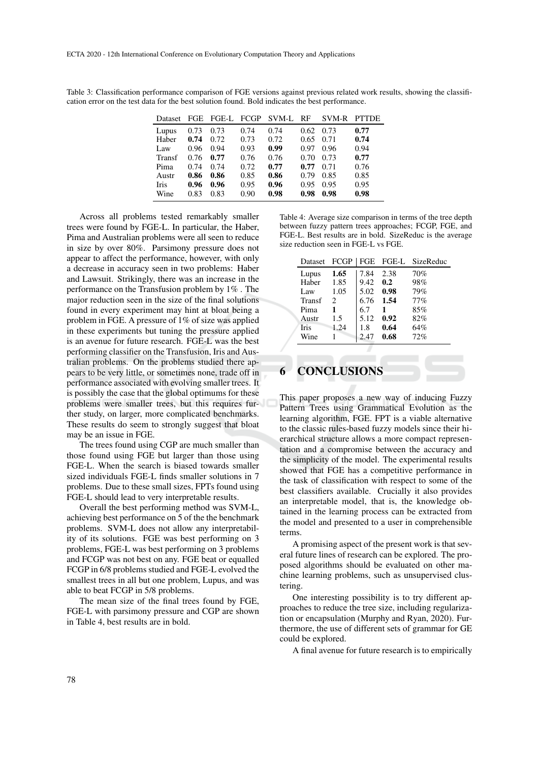Table 3: Classification performance comparison of FGE versions against previous related work results, showing the classification error on the test data for the best solution found. Bold indicates the best performance.

| Dataset | FGE | FGE-L | FCGP | SVM-L | RF | SVM-R | PTTDE |
|---|---|---|---|---|---|---|---|
| Lupus | 0.73 | 0.73 | 0.74 | 0.74 | 0.62 | 0.73 | **0.77** |
| Haber | **0.74** | 0.72 | 0.73 | 0.72 | 0.65 | 0.71 | **0.74** |
| Law | 0.96 | 0.94 | 0.93 | **0.99** | 0.97 | 0.96 | 0.94 |
| Transf | 0.76 | **0.77** | 0.76 | 0.76 | 0.70 | 0.73 | **0.77** |
| Pima | 0.74 | 0.74 | 0.72 | **0.77** | **0.77** | 0.71 | 0.76 |
| Austr | **0.86** | **0.86** | 0.85 | **0.86** | 0.79 | 0.85 | 0.85 |
| Iris | **0.96** | **0.96** | 0.95 | **0.96** | 0.95 | 0.95 | 0.95 |
| Wine | 0.83 | 0.83 | 0.90 | **0.98** | **0.98** | **0.98** | **0.98** |

Across all problems tested remarkably smaller trees were found by FGE-L. In particular, the Haber, Pima and Australian problems were all seen to reduce in size by over 80%. Parsimony pressure does not appear to affect the performance, however, with only a decrease in accuracy seen in two problems: Haber and Lawsuit. Strikingly, there was an increase in the performance on the Transfusion problem by 1% . The major reduction seen in the size of the final solutions found in every experiment may hint at bloat being a problem in FGE. A pressure of 1% of size was applied in these experiments but tuning the pressure applied is an avenue for future research. FGE-L was the best performing classifier on the Transfusion, Iris and Australian problems. On the problems studied there appears to be very little, or sometimes none, trade off in performance associated with evolving smaller trees. It is possibly the case that the global optimums for these problems were smaller trees, but this requires further study, on larger, more complicated benchmarks. These results do seem to strongly suggest that bloat may be an issue in FGE.

The trees found using CGP are much smaller than those found using FGE but larger than those using FGE-L. When the search is biased towards smaller sized individuals FGE-L finds smaller solutions in 7 problems. Due to these small sizes, FPTs found using FGE-L should lead to very interpretable results.

Overall the best performing method was SVM-L, achieving best performance on 5 of the the benchmark problems. SVM-L does not allow any interpretability of its solutions. FGE was best performing on 3 problems, FGE-L was best performing on 3 problems and FCGP was not best on any. FGE beat or equalled FCGP in 6/8 problems studied and FGE-L evolved the smallest trees in all but one problem, Lupus, and was able to beat FCGP in 5/8 problems.

The mean size of the final trees found by FGE, FGE-L with parsimony pressure and CGP are shown in Table 4, best results are in bold.

Table 4: Average size comparison in terms of the tree depth between fuzzy pattern trees approaches; FCGP, FGE, and FGE-L. Best results are in bold. SizeReduc is the average size reduction seen in FGE-L vs FGE.

| Dataset | FCGP | FGE | FGE-L | SizeReduc |
|---|---|---|---|---|
| Lupus | **1.65** | 7.84 | 2.38 | 70% |
| Haber | 1.85 | 9.42 | **0.2** | 98% |
| Law | 1.05 | 5.02 | **0.98** | 79% |
| Transf | 2 | 6.76 | **1.54** | 77% |
| Pima | **1** | 6.7 | **1** | 85% |
| Austr | 1.5 | 5.12 | **0.92** | 82% |
| Iris | 1.24 | 1.8 | **0.64** | 64% |
| Wine | 1 | 2.47 | **0.68** | 72% |

## 6 CONCLUSIONS

This paper proposes a new way of inducing Fuzzy Pattern Trees using Grammatical Evolution as the learning algorithm, FGE. FPT is a viable alternative to the classic rules-based fuzzy models since their hierarchical structure allows a more compact representation and a compromise between the accuracy and the simplicity of the model. The experimental results showed that FGE has a competitive performance in the task of classification with respect to some of the best classifiers available. Crucially it also provides an interpretable model, that is, the knowledge obtained in the learning process can be extracted from the model and presented to a user in comprehensible terms.

A promising aspect of the present work is that several future lines of research can be explored. The proposed algorithms should be evaluated on other machine learning problems, such as unsupervised clustering.

One interesting possibility is to try different approaches to reduce the tree size, including regularization or encapsulation (Murphy and Ryan, 2020). Furthermore, the use of different sets of grammar for GE could be explored.

A final avenue for future research is to empirically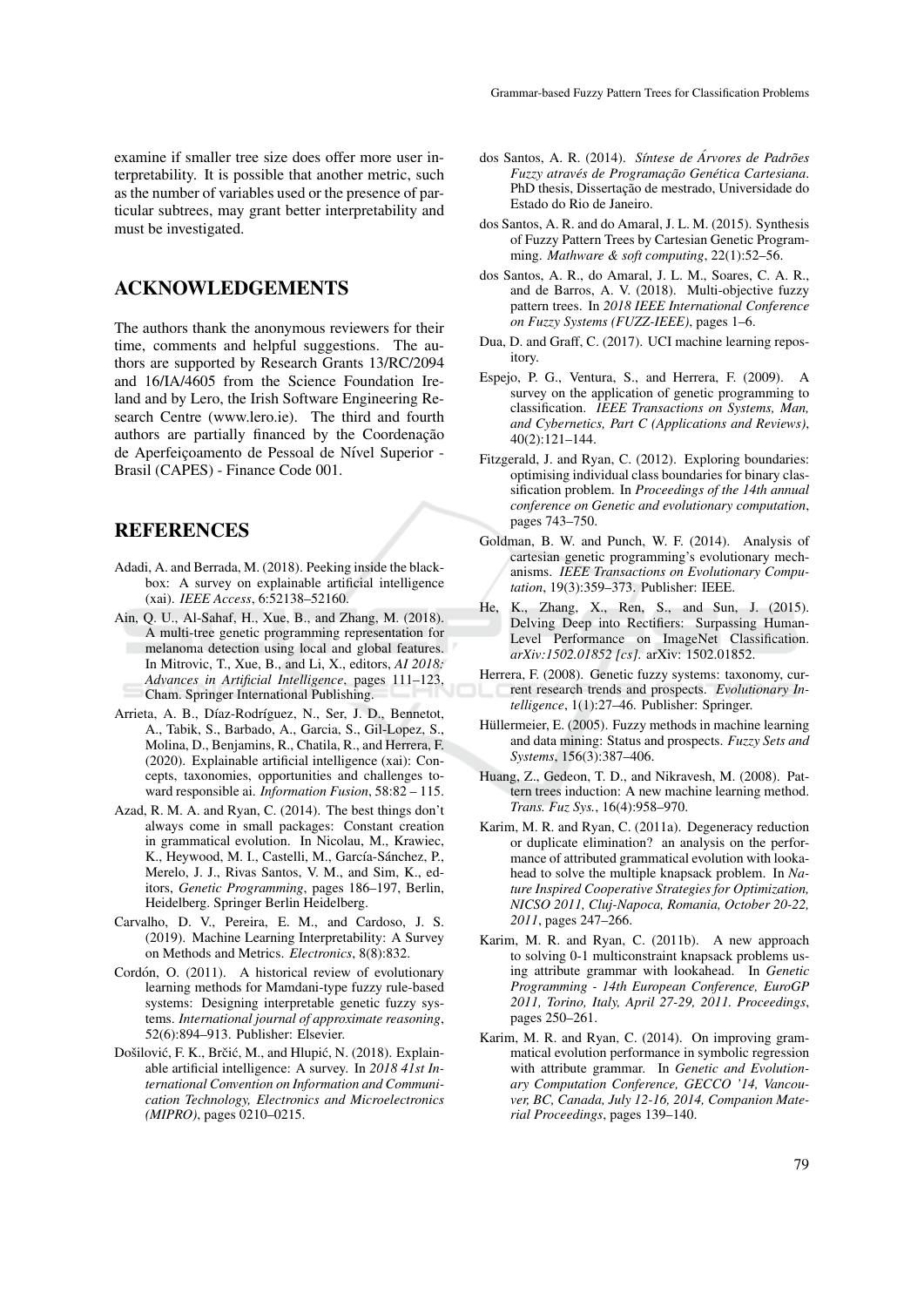examine if smaller tree size does offer more user interpretability. It is possible that another metric, such as the number of variables used or the presence of particular subtrees, may grant better interpretability and must be investigated.

## ACKNOWLEDGEMENTS

The authors thank the anonymous reviewers for their time, comments and helpful suggestions. The authors are supported by Research Grants 13/RC/2094 and 16/IA/4605 from the Science Foundation Ireland and by Lero, the Irish Software Engineering Research Centre (www.lero.ie). The third and fourth authors are partially financed by the Coordenação de Aperfeiçoamento de Pessoal de Nível Superior - Brasil (CAPES) - Finance Code 001.

## REFERENCES

Adadi, A. and Berrada, M. (2018). Peeking inside the black-box: A survey on explainable artificial intelligence (xai). *IEEE Access*, 6:52138–52160.

Ain, Q. U., Al-Sahaf, H., Xue, B., and Zhang, M. (2018). A multi-tree genetic programming representation for melanoma detection using local and global features. In Mitrovic, T., Xue, B., and Li, X., editors, *AI 2018: Advances in Artificial Intelligence*, pages 111–123, Cham. Springer International Publishing.

Arrieta, A. B., Díaz-Rodríguez, N., Ser, J. D., Bennetot, A., Tabik, S., Barbado, A., Garcia, S., Gil-Lopez, S., Molina, D., Benjamins, R., Chatila, R., and Herrera, F. (2020). Explainable artificial intelligence (xai): Concepts, taxonomies, opportunities and challenges toward responsible ai. *Information Fusion*, 58:82 – 115.

Azad, R. M. A. and Ryan, C. (2014). The best things don't always come in small packages: Constant creation in grammatical evolution. In Nicolau, M., Krawiec, K., Heywood, M. I., Castelli, M., García-Sánchez, P., Merelo, J. J., Rivas Santos, V. M., and Sim, K., editors, *Genetic Programming*, pages 186–197, Berlin, Heidelberg. Springer Berlin Heidelberg.

Carvalho, D. V., Pereira, E. M., and Cardoso, J. S. (2019). Machine Learning Interpretability: A Survey on Methods and Metrics. *Electronics*, 8(8):832.

Cordón, O. (2011). A historical review of evolutionary learning methods for Mamdani-type fuzzy rule-based systems: Designing interpretable genetic fuzzy systems. *International journal of approximate reasoning*, 52(6):894–913. Publisher: Elsevier.

Došilović, F. K., Brčić, M., and Hlupić, N. (2018). Explainable artificial intelligence: A survey. In *2018 41st International Convention on Information and Communication Technology, Electronics and Microelectronics (MIPRO)*, pages 0210–0215.

dos Santos, A. R. (2014). *Síntese de Árvores de Padrões Fuzzy através de Programação Genética Cartesiana*. PhD thesis, Dissertação de mestrado, Universidade do Estado do Rio de Janeiro.

dos Santos, A. R. and do Amaral, J. L. M. (2015). Synthesis of Fuzzy Pattern Trees by Cartesian Genetic Programming. *Mathware & soft computing*, 22(1):52–56.

dos Santos, A. R., do Amaral, J. L. M., Soares, C. A. R., and de Barros, A. V. (2018). Multi-objective fuzzy pattern trees. In *2018 IEEE International Conference on Fuzzy Systems (FUZZ-IEEE)*, pages 1–6.

Dua, D. and Graff, C. (2017). UCI machine learning repository.

Espejo, P. G., Ventura, S., and Herrera, F. (2009). A survey on the application of genetic programming to classification. *IEEE Transactions on Systems, Man, and Cybernetics, Part C (Applications and Reviews)*, 40(2):121–144.

Fitzgerald, J. and Ryan, C. (2012). Exploring boundaries: optimising individual class boundaries for binary classification problem. In *Proceedings of the 14th annual conference on Genetic and evolutionary computation*, pages 743–750.

Goldman, B. W. and Punch, W. F. (2014). Analysis of cartesian genetic programming's evolutionary mechanisms. *IEEE Transactions on Evolutionary Computation*, 19(3):359–373. Publisher: IEEE.

He, K., Zhang, X., Ren, S., and Sun, J. (2015). Delving Deep into Rectifiers: Surpassing Human-Level Performance on ImageNet Classification. *arXiv:1502.01852 [cs]*. arXiv: 1502.01852.

Herrera, F. (2008). Genetic fuzzy systems: taxonomy, current research trends and prospects. *Evolutionary Intelligence*, 1(1):27–46. Publisher: Springer.

Hüllermeier, E. (2005). Fuzzy methods in machine learning and data mining: Status and prospects. *Fuzzy Sets and Systems*, 156(3):387–406.

Huang, Z., Gedeon, T. D., and Nikravesh, M. (2008). Pattern trees induction: A new machine learning method. *Trans. Fuz Sys.*, 16(4):958–970.

Karim, M. R. and Ryan, C. (2011a). Degeneracy reduction or duplicate elimination? an analysis on the performance of attributed grammatical evolution with lookahead to solve the multiple knapsack problem. In *Nature Inspired Cooperative Strategies for Optimization, NICSO 2011, Cluj-Napoca, Romania, October 20-22, 2011*, pages 247–266.

Karim, M. R. and Ryan, C. (2011b). A new approach to solving 0-1 multiconstraint knapsack problems using attribute grammar with lookahead. In *Genetic Programming - 14th European Conference, EuroGP 2011, Torino, Italy, April 27-29, 2011. Proceedings*, pages 250–261.

Karim, M. R. and Ryan, C. (2014). On improving grammatical evolution performance in symbolic regression with attribute grammar. In *Genetic and Evolutionary Computation Conference, GECCO '14, Vancouver, BC, Canada, July 12-16, 2014, Companion Material Proceedings*, pages 139–140.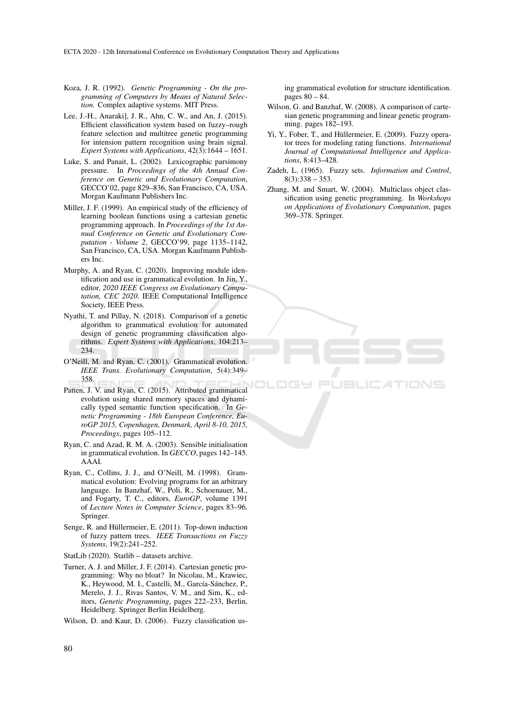Koza, J. R. (1992). *Genetic Programming - On the programming of Computers by Means of Natural Selection.* Complex adaptive systems. MIT Press.

Lee, J.-H., Anaraki], J. R., Ahn, C. W., and An, J. (2015). Efficient classification system based on fuzzy–rough feature selection and multitree genetic programming for intension pattern recognition using brain signal. *Expert Systems with Applications*, 42(3):1644 – 1651.

Luke, S. and Panait, L. (2002). Lexicographic parsimony pressure. In *Proceedings of the 4th Annual Conference on Genetic and Evolutionary Computation*, GECCO'02, page 829–836, San Francisco, CA, USA. Morgan Kaufmann Publishers Inc.

Miller, J. F. (1999). An empirical study of the efficiency of learning boolean functions using a cartesian genetic programming approach. In *Proceedings of the 1st Annual Conference on Genetic and Evolutionary Computation - Volume 2*, GECCO'99, page 1135–1142, San Francisco, CA, USA. Morgan Kaufmann Publishers Inc.

Murphy, A. and Ryan, C. (2020). Improving module identification and use in grammatical evolution. In Jin, Y., editor, *2020 IEEE Congress on Evolutionary Computation, CEC 2020*. IEEE Computational Intelligence Society, IEEE Press.

Nyathi, T. and Pillay, N. (2018). Comparison of a genetic algorithm to grammatical evolution for automated design of genetic programming classification algorithms. *Expert Systems with Applications*, 104:213–234.

O'Neill, M. and Ryan, C. (2001). Grammatical evolution. *IEEE Trans. Evolutionary Computation*, 5(4):349–358.

Patten, J. V. and Ryan, C. (2015). Attributed grammatical evolution using shared memory spaces and dynamically typed semantic function specification. In *Genetic Programming - 18th European Conference, EuroGP 2015, Copenhagen, Denmark, April 8-10, 2015, Proceedings*, pages 105–112.

Ryan, C. and Azad, R. M. A. (2003). Sensible initialisation in grammatical evolution. In *GECCO*, pages 142–145. AAAI.

Ryan, C., Collins, J. J., and O'Neill, M. (1998). Grammatical evolution: Evolving programs for an arbitrary language. In Banzhaf, W., Poli, R., Schoenauer, M., and Fogarty, T. C., editors, *EuroGP*, volume 1391 of *Lecture Notes in Computer Science*, pages 83–96. Springer.

Senge, R. and Hüllermeier, E. (2011). Top-down induction of fuzzy pattern trees. *IEEE Transactions on Fuzzy Systems*, 19(2):241–252.

StatLib (2020). Statlib – datasets archive.

Turner, A. J. and Miller, J. F. (2014). Cartesian genetic programming: Why no bloat? In Nicolau, M., Krawiec, K., Heywood, M. I., Castelli, M., García-Sánchez, P., Merelo, J. J., Rivas Santos, V. M., and Sim, K., editors, *Genetic Programming*, pages 222–233, Berlin, Heidelberg. Springer Berlin Heidelberg.

Wilson, D. and Kaur, D. (2006). Fuzzy classification using grammatical evolution for structure identification. pages 80 – 84.

Wilson, G. and Banzhaf, W. (2008). A comparison of cartesian genetic programming and linear genetic programming. pages 182–193.

Yi, Y., Fober, T., and Hüllermeier, E. (2009). Fuzzy operator trees for modeling rating functions. *International Journal of Computational Intelligence and Applications*, 8:413–428.

Zadeh, L. (1965). Fuzzy sets. *Information and Control*, 8(3):338 – 353.

Zhang, M. and Smart, W. (2004). Multiclass object classification using genetic programming. In *Workshops on Applications of Evolutionary Computation*, pages 369–378. Springer.